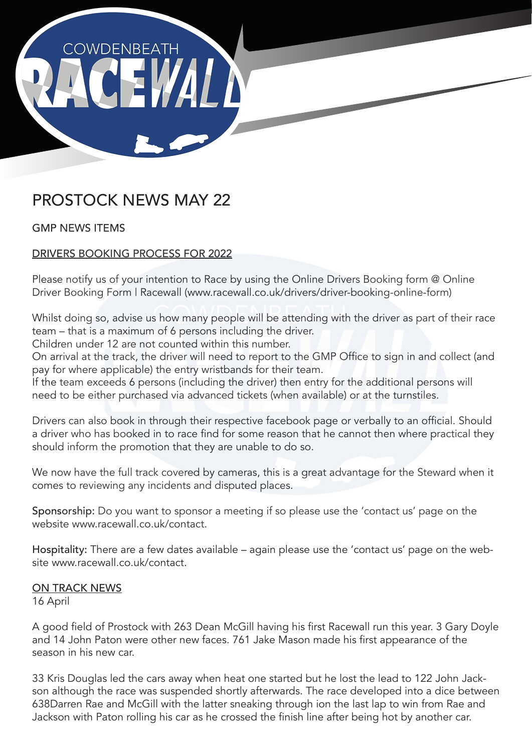# PROSTOCK NEWS MAY 22

## GMP NEWS ITEMS

### DRIVERS BOOKING PROCESS FOR 2022

Please notify us of your intention to Race by using the Online Drivers Booking form @ Online Driver Booking Form | Racewall (www.racewall.co.uk/drivers/driver-booking-online-form)

Whilst doing so, advise us how many people will be attending with the driver as part of their race team – that is a maximum of 6 persons including the driver.
Children under 12 are not counted within this number.
On arrival at the track, the driver will need to report to the GMP Office to sign in and collect (and pay for where applicable) the entry wristbands for their team.
If the team exceeds 6 persons (including the driver) then entry for the additional persons will need to be either purchased via advanced tickets (when available) or at the turnstiles.

Drivers can also book in through their respective facebook page or verbally to an official. Should a driver who has booked in to race find for some reason that he cannot then where practical they should inform the promotion that they are unable to do so.

We now have the full track covered by cameras, this is a great advantage for the Steward when it comes to reviewing any incidents and disputed places.

**Sponsorship:** Do you want to sponsor a meeting if so please use the 'contact us' page on the website www.racewall.co.uk/contact.

**Hospitality:** There are a few dates available – again please use the 'contact us' page on the website www.racewall.co.uk/contact.

### ON TRACK NEWS

16 April

A good field of Prostock with 263 Dean McGill having his first Racewall run this year. 3 Gary Doyle and 14 John Paton were other new faces. 761 Jake Mason made his first appearance of the season in his new car.

33 Kris Douglas led the cars away when heat one started but he lost the lead to 122 John Jackson although the race was suspended shortly afterwards. The race developed into a dice between 638Darren Rae and McGill with the latter sneaking through ion the last lap to win from Rae and Jackson with Paton rolling his car as he crossed the finish line after being hot by another car.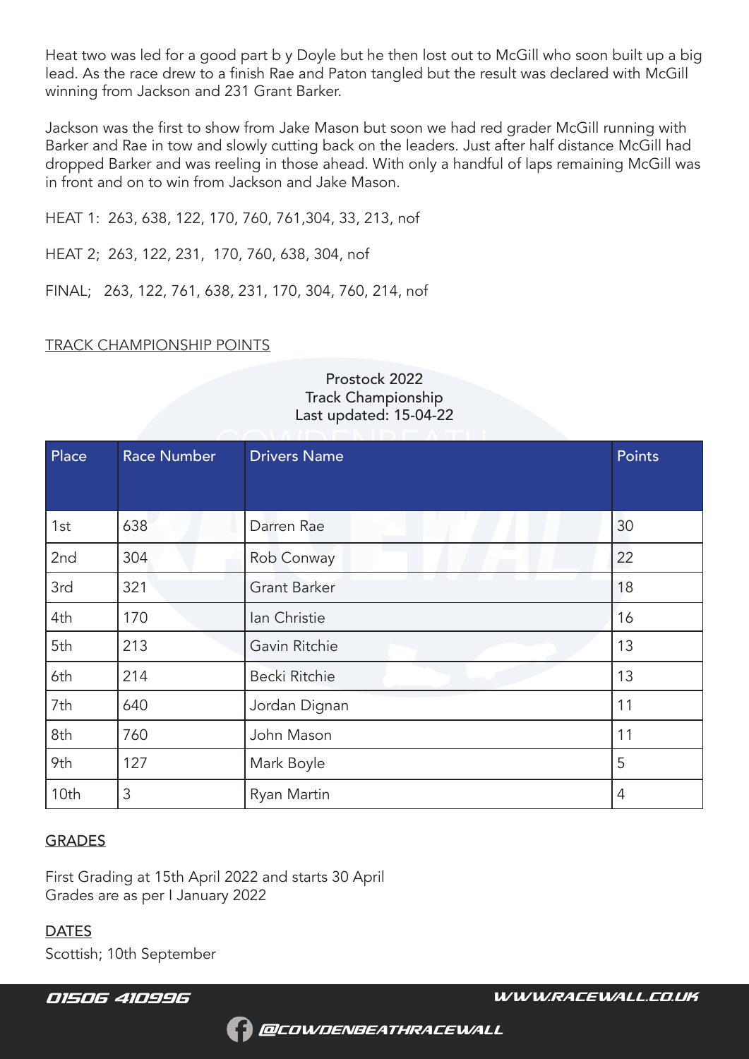Heat two was led for a good part b y Doyle but he then lost out to McGill who soon built up a big lead. As the race drew to a finish Rae and Paton tangled but the result was declared with McGill winning from Jackson and 231 Grant Barker.

Jackson was the first to show from Jake Mason but soon we had red grader McGill running with Barker and Rae in tow and slowly cutting back on the leaders. Just after half distance McGill had dropped Barker and was reeling in those ahead. With only a handful of laps remaining McGill was in front and on to win from Jackson and Jake Mason.

HEAT 1: 263, 638, 122, 170, 760, 761,304, 33, 213, nof

HEAT 2; 263, 122, 231, 170, 760, 638, 304, nof

FINAL; 263, 122, 761, 638, 231, 170, 304, 760, 214, nof

TRACK CHAMPIONSHIP POINTS

Prostock 2022
Track Championship
Last updated: 15-04-22

| Place | Race Number | Drivers Name | Points |
|---|---|---|---|
| 1st | 638 | Darren Rae | 30 |
| 2nd | 304 | Rob Conway | 22 |
| 3rd | 321 | Grant Barker | 18 |
| 4th | 170 | Ian Christie | 16 |
| 5th | 213 | Gavin Ritchie | 13 |
| 6th | 214 | Becki Ritchie | 13 |
| 7th | 640 | Jordan Dignan | 11 |
| 8th | 760 | John Mason | 11 |
| 9th | 127 | Mark Boyle | 5 |
| 10th | 3 | Ryan Martin | 4 |

GRADES

First Grading at 15th April 2022 and starts 30 April
Grades are as per I January 2022

DATES

Scottish; 10th September

01506 410996 WWW.RACEWALL.CO.UK @COWDENBEATHRACEWALL